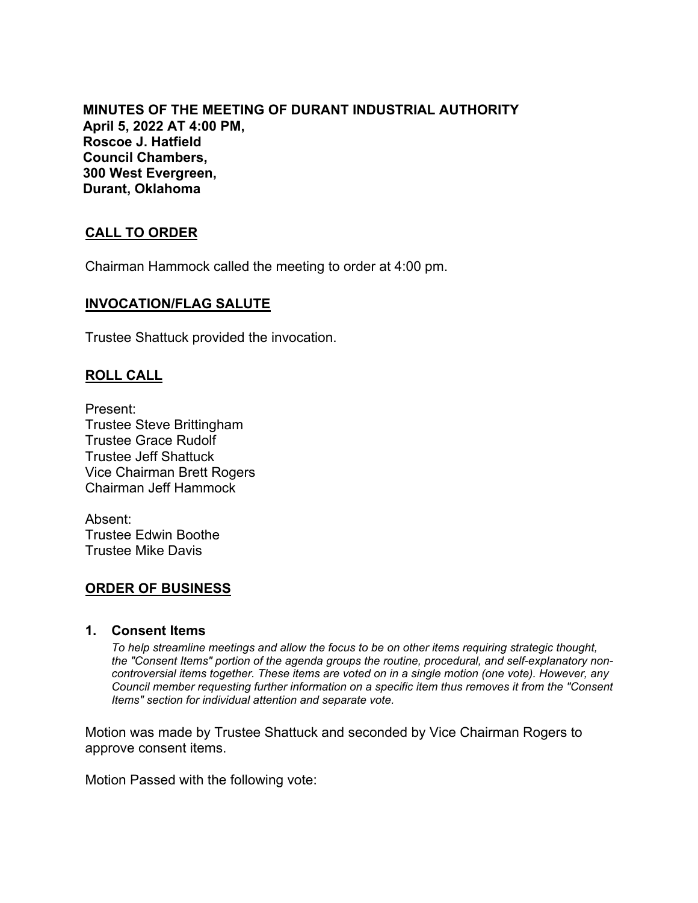**MINUTES OF THE MEETING OF DURANT INDUSTRIAL AUTHORITY**
**April 5, 2022 AT 4:00 PM,**
**Roscoe J. Hatfield**
**Council Chambers,**
**300 West Evergreen,**
**Durant, Oklahoma**

## CALL TO ORDER

Chairman Hammock called the meeting to order at 4:00 pm.

## INVOCATION/FLAG SALUTE

Trustee Shattuck provided the invocation.

## ROLL CALL

Present:
Trustee Steve Brittingham
Trustee Grace Rudolf
Trustee Jeff Shattuck
Vice Chairman Brett Rogers
Chairman Jeff Hammock

Absent:
Trustee Edwin Boothe
Trustee Mike Davis

## ORDER OF BUSINESS

### 1. Consent Items

*To help streamline meetings and allow the focus to be on other items requiring strategic thought, the "Consent Items" portion of the agenda groups the routine, procedural, and self-explanatory non-controversial items together. These items are voted on in a single motion (one vote). However, any Council member requesting further information on a specific item thus removes it from the "Consent Items" section for individual attention and separate vote.*

Motion was made by Trustee Shattuck and seconded by Vice Chairman Rogers to approve consent items.

Motion Passed with the following vote: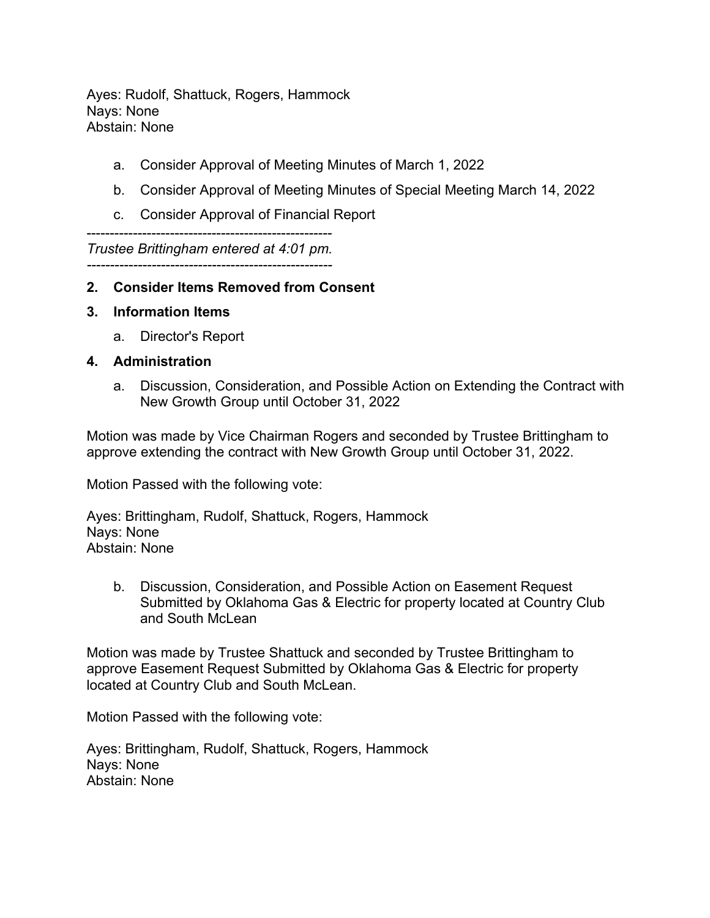Ayes: Rudolf, Shattuck, Rogers, Hammock
Nays: None
Abstain: None

a. Consider Approval of Meeting Minutes of March 1, 2022

b. Consider Approval of Meeting Minutes of Special Meeting March 14, 2022

c. Consider Approval of Financial Report

-----------------------------------------------------

*Trustee Brittingham entered at 4:01 pm.*

-----------------------------------------------------

**2. Consider Items Removed from Consent**

**3. Information Items**

a. Director's Report

**4. Administration**

a. Discussion, Consideration, and Possible Action on Extending the Contract with New Growth Group until October 31, 2022

Motion was made by Vice Chairman Rogers and seconded by Trustee Brittingham to approve extending the contract with New Growth Group until October 31, 2022.

Motion Passed with the following vote:

Ayes: Brittingham, Rudolf, Shattuck, Rogers, Hammock
Nays: None
Abstain: None

b. Discussion, Consideration, and Possible Action on Easement Request Submitted by Oklahoma Gas & Electric for property located at Country Club and South McLean

Motion was made by Trustee Shattuck and seconded by Trustee Brittingham to approve Easement Request Submitted by Oklahoma Gas & Electric for property located at Country Club and South McLean.

Motion Passed with the following vote:

Ayes: Brittingham, Rudolf, Shattuck, Rogers, Hammock
Nays: None
Abstain: None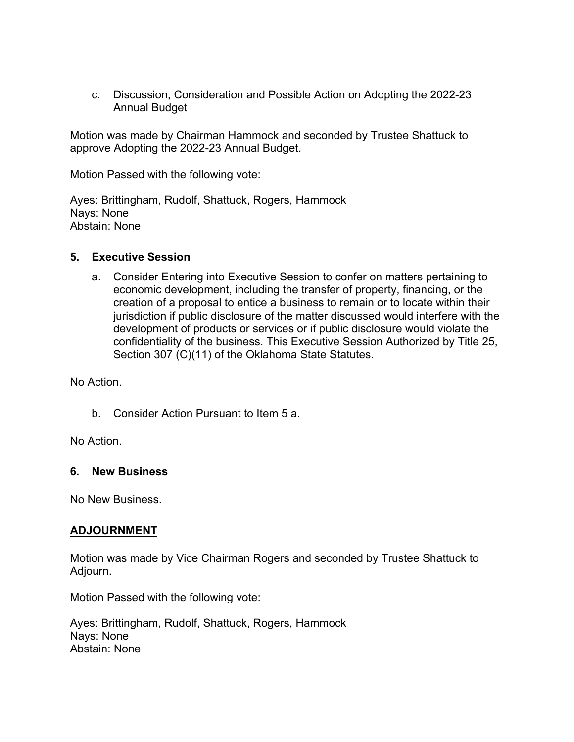c. Discussion, Consideration and Possible Action on Adopting the 2022-23 Annual Budget

Motion was made by Chairman Hammock and seconded by Trustee Shattuck to approve Adopting the 2022-23 Annual Budget.

Motion Passed with the following vote:

Ayes: Brittingham, Rudolf, Shattuck, Rogers, Hammock
Nays: None
Abstain: None

## 5. Executive Session

a. Consider Entering into Executive Session to confer on matters pertaining to economic development, including the transfer of property, financing, or the creation of a proposal to entice a business to remain or to locate within their jurisdiction if public disclosure of the matter discussed would interfere with the development of products or services or if public disclosure would violate the confidentiality of the business. This Executive Session Authorized by Title 25, Section 307 (C)(11) of the Oklahoma State Statutes.

No Action.

b. Consider Action Pursuant to Item 5 a.

No Action.

## 6. New Business

No New Business.

## ADJOURNMENT

Motion was made by Vice Chairman Rogers and seconded by Trustee Shattuck to Adjourn.

Motion Passed with the following vote:

Ayes: Brittingham, Rudolf, Shattuck, Rogers, Hammock
Nays: None
Abstain: None